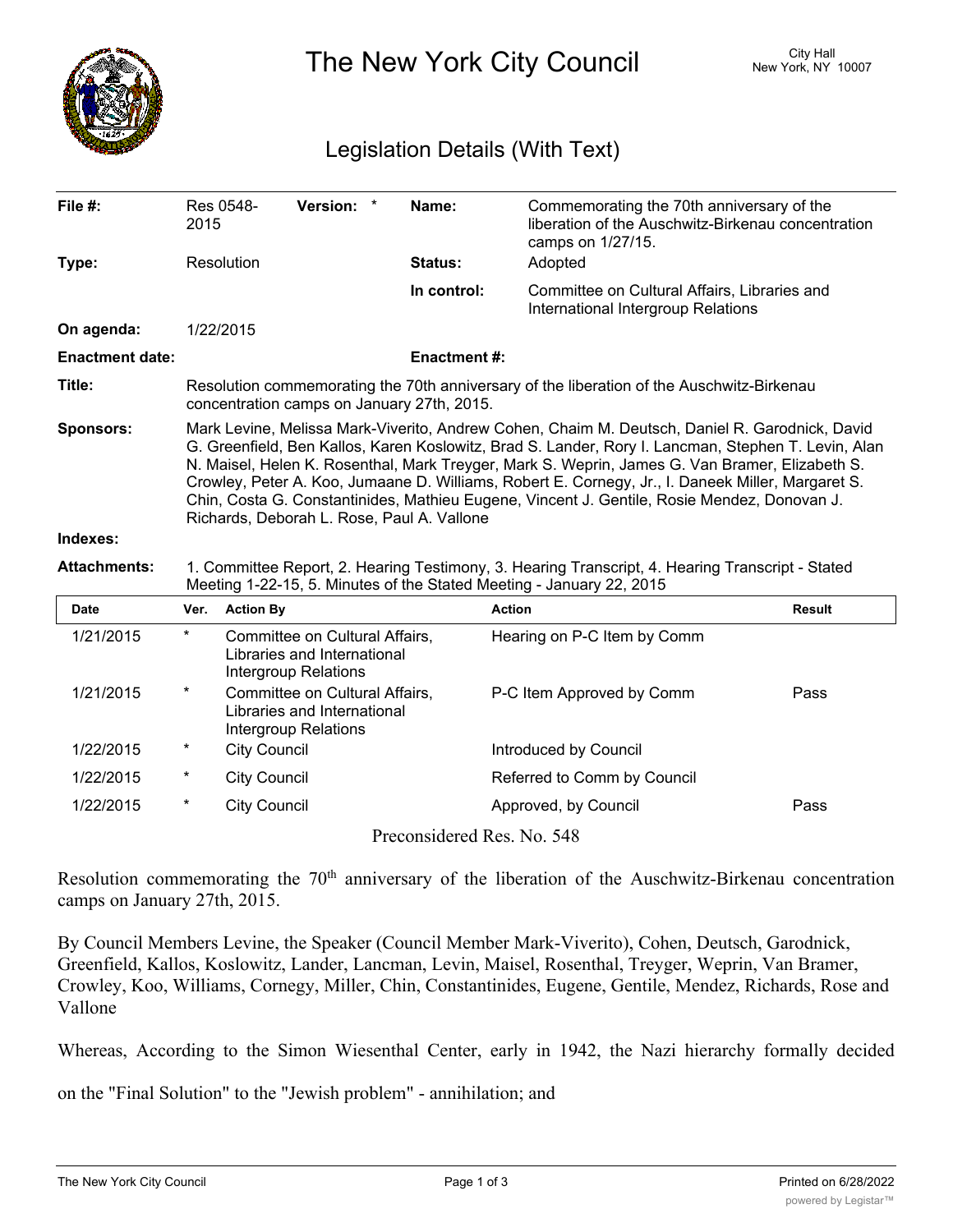# The New York City Council

City Hall
New York, NY 10007

## Legislation Details (With Text)

| | | | |
|---|---|---|---|
| **File #:** | Res 0548-2015 **Version:** * | **Name:** | Commemorating the 70th anniversary of the liberation of the Auschwitz-Birkenau concentration camps on 1/27/15. |
| **Type:** | Resolution | **Status:** | Adopted |
| | | **In control:** | Committee on Cultural Affairs, Libraries and International Intergroup Relations |
| **On agenda:** | 1/22/2015 | | |
| **Enactment date:** | | **Enactment #:** | |

**Title:** Resolution commemorating the 70th anniversary of the liberation of the Auschwitz-Birkenau concentration camps on January 27th, 2015.

**Sponsors:** Mark Levine, Melissa Mark-Viverito, Andrew Cohen, Chaim M. Deutsch, Daniel R. Garodnick, David G. Greenfield, Ben Kallos, Karen Koslowitz, Brad S. Lander, Rory I. Lancman, Stephen T. Levin, Alan N. Maisel, Helen K. Rosenthal, Mark Treyger, Mark S. Weprin, James G. Van Bramer, Elizabeth S. Crowley, Peter A. Koo, Jumaane D. Williams, Robert E. Cornegy, Jr., I. Daneek Miller, Margaret S. Chin, Costa G. Constantinides, Mathieu Eugene, Vincent J. Gentile, Rosie Mendez, Donovan J. Richards, Deborah L. Rose, Paul A. Vallone

**Indexes:**

**Attachments:** 1. Committee Report, 2. Hearing Testimony, 3. Hearing Transcript, 4. Hearing Transcript - Stated Meeting 1-22-15, 5. Minutes of the Stated Meeting - January 22, 2015

| Date | Ver. | Action By | Action | Result |
|---|---|---|---|---|
| 1/21/2015 | * | Committee on Cultural Affairs, Libraries and International Intergroup Relations | Hearing on P-C Item by Comm | |
| 1/21/2015 | * | Committee on Cultural Affairs, Libraries and International Intergroup Relations | P-C Item Approved by Comm | Pass |
| 1/22/2015 | * | City Council | Introduced by Council | |
| 1/22/2015 | * | City Council | Referred to Comm by Council | |
| 1/22/2015 | * | City Council | Approved, by Council | Pass |

Preconsidered Res. No. 548

Resolution commemorating the 70th anniversary of the liberation of the Auschwitz-Birkenau concentration camps on January 27th, 2015.

By Council Members Levine, the Speaker (Council Member Mark-Viverito), Cohen, Deutsch, Garodnick, Greenfield, Kallos, Koslowitz, Lander, Lancman, Levin, Maisel, Rosenthal, Treyger, Weprin, Van Bramer, Crowley, Koo, Williams, Cornegy, Miller, Chin, Constantinides, Eugene, Gentile, Mendez, Richards, Rose and Vallone

Whereas, According to the Simon Wiesenthal Center, early in 1942, the Nazi hierarchy formally decided on the "Final Solution" to the "Jewish problem" - annihilation; and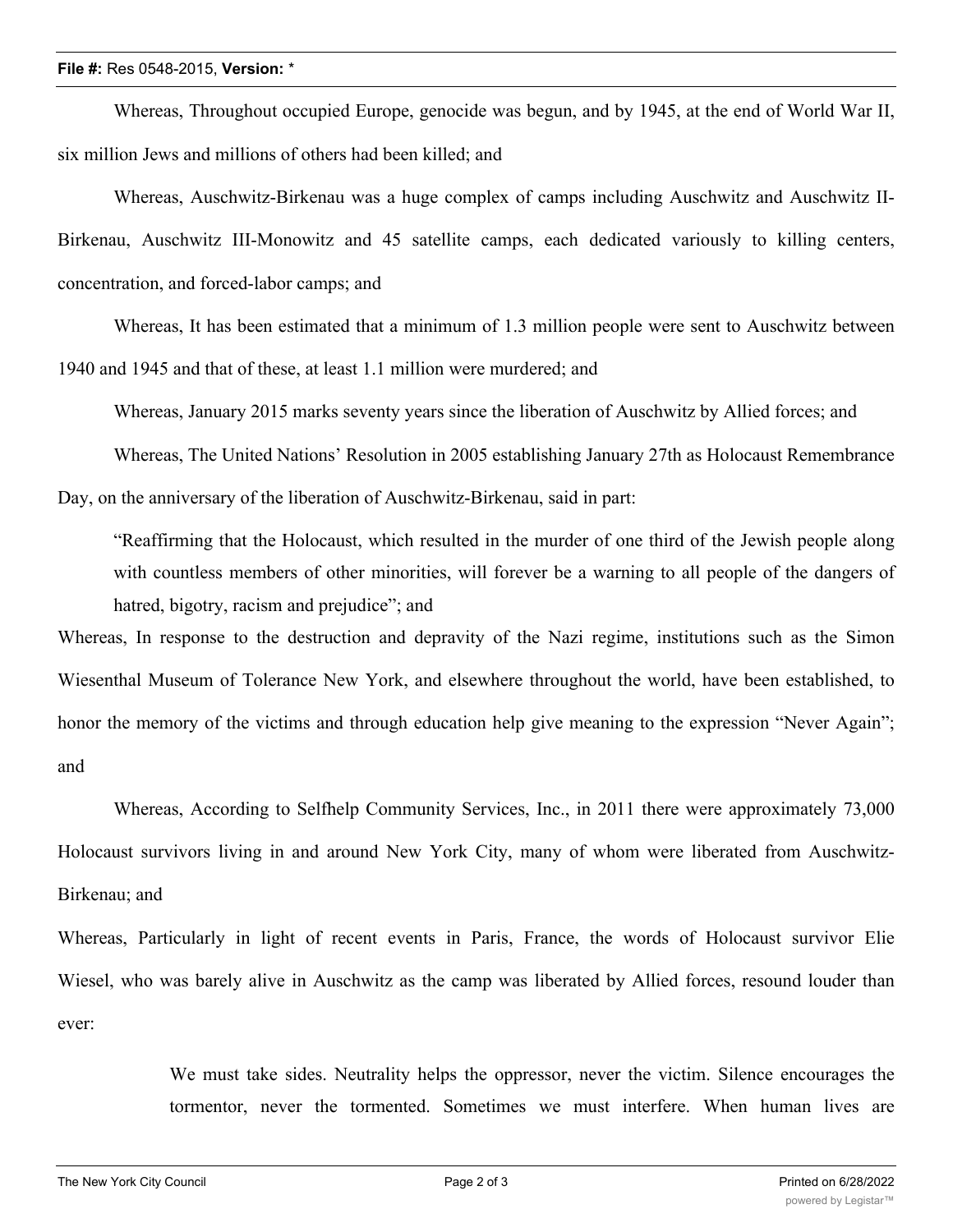Whereas, Throughout occupied Europe, genocide was begun, and by 1945, at the end of World War II, six million Jews and millions of others had been killed; and

Whereas, Auschwitz-Birkenau was a huge complex of camps including Auschwitz and Auschwitz II-Birkenau, Auschwitz III-Monowitz and 45 satellite camps, each dedicated variously to killing centers, concentration, and forced-labor camps; and

Whereas, It has been estimated that a minimum of 1.3 million people were sent to Auschwitz between 1940 and 1945 and that of these, at least 1.1 million were murdered; and

Whereas, January 2015 marks seventy years since the liberation of Auschwitz by Allied forces; and

Whereas, The United Nations' Resolution in 2005 establishing January 27th as Holocaust Remembrance Day, on the anniversary of the liberation of Auschwitz-Birkenau, said in part:

> "Reaffirming that the Holocaust, which resulted in the murder of one third of the Jewish people along with countless members of other minorities, will forever be a warning to all people of the dangers of hatred, bigotry, racism and prejudice"; and

Whereas, In response to the destruction and depravity of the Nazi regime, institutions such as the Simon Wiesenthal Museum of Tolerance New York, and elsewhere throughout the world, have been established, to honor the memory of the victims and through education help give meaning to the expression "Never Again"; and

Whereas, According to Selfhelp Community Services, Inc., in 2011 there were approximately 73,000 Holocaust survivors living in and around New York City, many of whom were liberated from Auschwitz-Birkenau; and

Whereas, Particularly in light of recent events in Paris, France, the words of Holocaust survivor Elie Wiesel, who was barely alive in Auschwitz as the camp was liberated by Allied forces, resound louder than ever:

> We must take sides. Neutrality helps the oppressor, never the victim. Silence encourages the tormentor, never the tormented. Sometimes we must interfere. When human lives are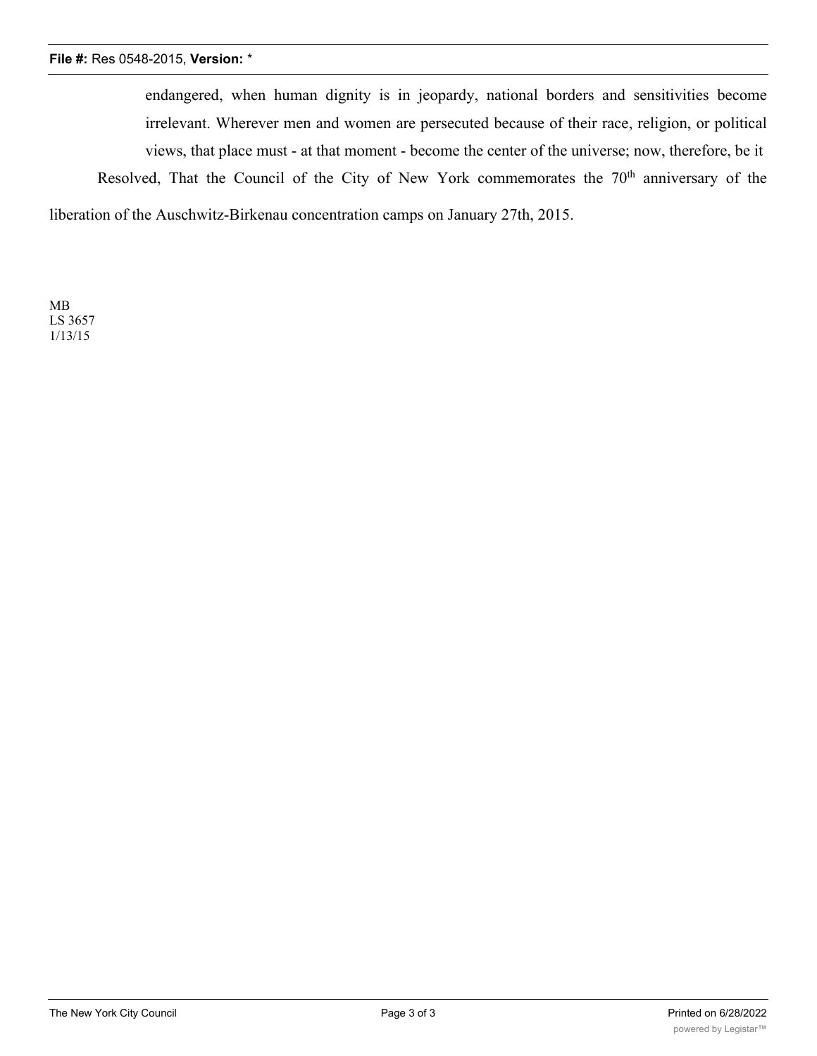endangered, when human dignity is in jeopardy, national borders and sensitivities become irrelevant. Wherever men and women are persecuted because of their race, religion, or political views, that place must - at that moment - become the center of the universe; now, therefore, be it

Resolved, That the Council of the City of New York commemorates the 70th anniversary of the liberation of the Auschwitz-Birkenau concentration camps on January 27th, 2015.

MB
LS 3657
1/13/15